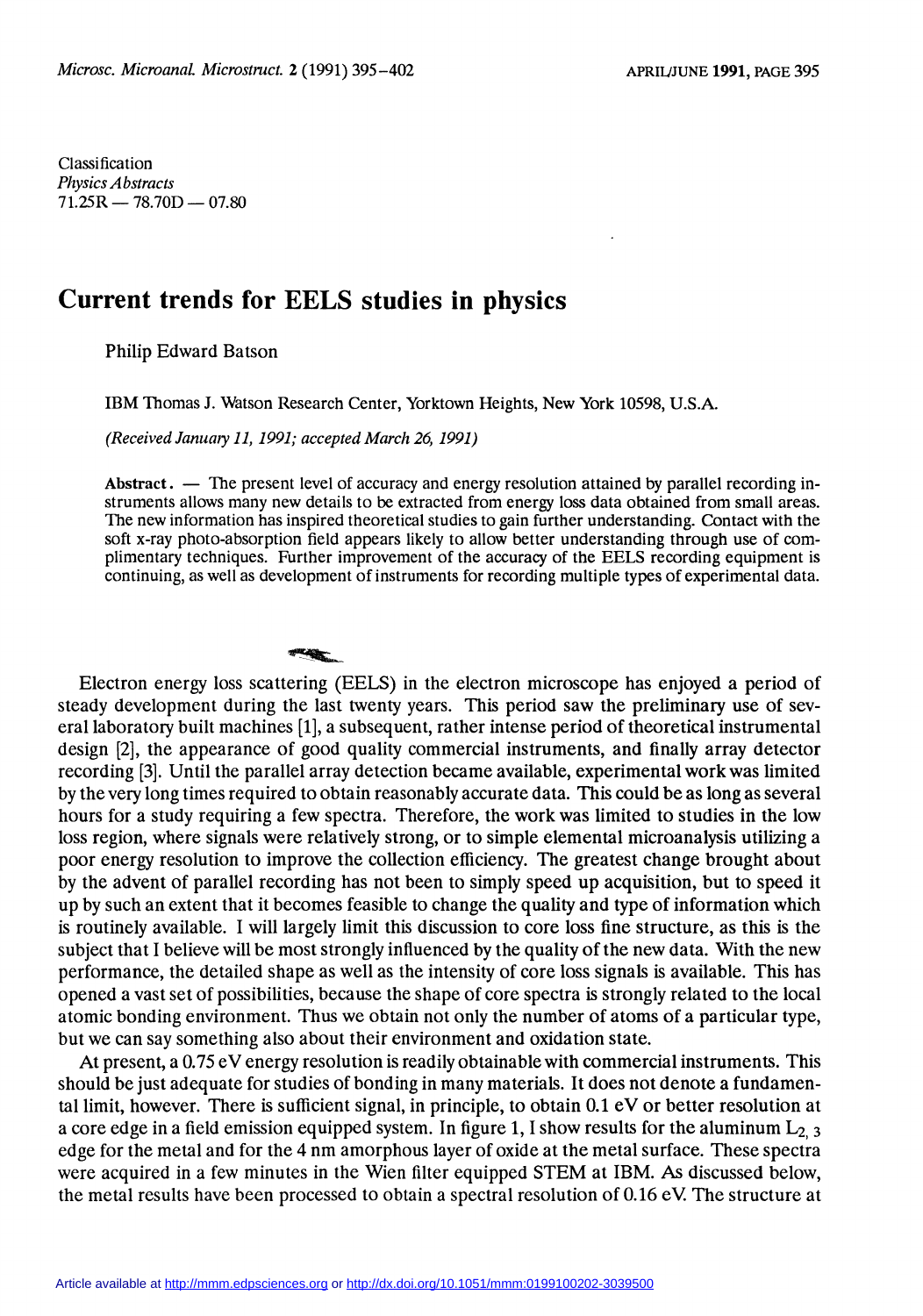Classification
*Physics Abstracts*
71.25R — 78.70D — 07.80

# Current trends for EELS studies in physics

Philip Edward Batson

IBM Thomas J. Watson Research Center, Yorktown Heights, New York 10598, U.S.A.

*(Received January 11, 1991; accepted March 26, 1991)*

**Abstract.** — The present level of accuracy and energy resolution attained by parallel recording instruments allows many new details to be extracted from energy loss data obtained from small areas. The new information has inspired theoretical studies to gain further understanding. Contact with the soft x-ray photo-absorption field appears likely to allow better understanding through use of complimentary techniques. Further improvement of the accuracy of the EELS recording equipment is continuing, as well as development of instruments for recording multiple types of experimental data.

Electron energy loss scattering (EELS) in the electron microscope has enjoyed a period of steady development during the last twenty years. This period saw the preliminary use of several laboratory built machines [1], a subsequent, rather intense period of theoretical instrumental design [2], the appearance of good quality commercial instruments, and finally array detector recording [3]. Until the parallel array detection became available, experimental work was limited by the very long times required to obtain reasonably accurate data. This could be as long as several hours for a study requiring a few spectra. Therefore, the work was limited to studies in the low loss region, where signals were relatively strong, or to simple elemental microanalysis utilizing a poor energy resolution to improve the collection efficiency. The greatest change brought about by the advent of parallel recording has not been to simply speed up acquisition, but to speed it up by such an extent that it becomes feasible to change the quality and type of information which is routinely available. I will largely limit this discussion to core loss fine structure, as this is the subject that I believe will be most strongly influenced by the quality of the new data. With the new performance, the detailed shape as well as the intensity of core loss signals is available. This has opened a vast set of possibilities, because the shape of core spectra is strongly related to the local atomic bonding environment. Thus we obtain not only the number of atoms of a particular type, but we can say something also about their environment and oxidation state.

At present, a 0.75 eV energy resolution is readily obtainable with commercial instruments. This should be just adequate for studies of bonding in many materials. It does not denote a fundamental limit, however. There is sufficient signal, in principle, to obtain 0.1 eV or better resolution at a core edge in a field emission equipped system. In figure 1, I show results for the aluminum $L_{2,3}$ edge for the metal and for the 4 nm amorphous layer of oxide at the metal surface. These spectra were acquired in a few minutes in the Wien filter equipped STEM at IBM. As discussed below, the metal results have been processed to obtain a spectral resolution of 0.16 eV. The structure at

Article available at http://mmm.edpsciences.org or http://dx.doi.org/10.1051/mmm:0199100202-3039500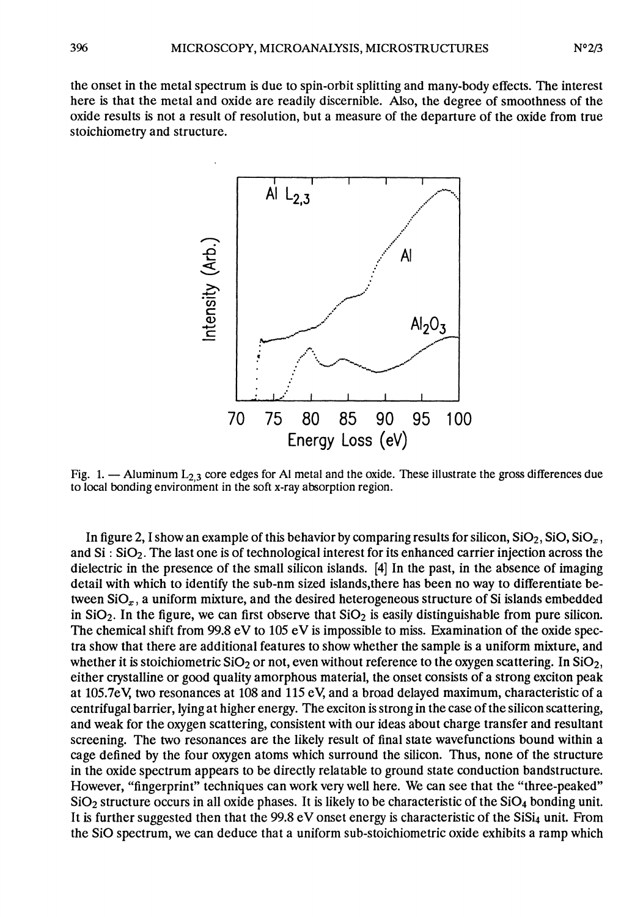the onset in the metal spectrum is due to spin-orbit splitting and many-body effects. The interest here is that the metal and oxide are readily discernible. Also, the degree of smoothness of the oxide results is not a result of resolution, but a measure of the departure of the oxide from true stoichiometry and structure.

Fig. 1. — Aluminum $L_{2,3}$ core edges for Al metal and the oxide. These illustrate the gross differences due to local bonding environment in the soft x-ray absorption region.

In figure 2, I show an example of this behavior by comparing results for silicon, $SiO_2$, SiO, $SiO_x$, and Si : $SiO_2$. The last one is of technological interest for its enhanced carrier injection across the dielectric in the presence of the small silicon islands. [4] In the past, in the absence of imaging detail with which to identify the sub-nm sized islands,there has been no way to differentiate between $SiO_x$, a uniform mixture, and the desired heterogeneous structure of Si islands embedded in $SiO_2$. In the figure, we can first observe that $SiO_2$ is easily distinguishable from pure silicon. The chemical shift from 99.8 eV to 105 eV is impossible to miss. Examination of the oxide spectra show that there are additional features to show whether the sample is a uniform mixture, and whether it is stoichiometric $SiO_2$ or not, even without reference to the oxygen scattering. In $SiO_2$, either crystalline or good quality amorphous material, the onset consists of a strong exciton peak at 105.7eV, two resonances at 108 and 115 eV, and a broad delayed maximum, characteristic of a centrifugal barrier, lying at higher energy. The exciton is strong in the case of the silicon scattering, and weak for the oxygen scattering, consistent with our ideas about charge transfer and resultant screening. The two resonances are the likely result of final state wavefunctions bound within a cage defined by the four oxygen atoms which surround the silicon. Thus, none of the structure in the oxide spectrum appears to be directly relatable to ground state conduction bandstructure. However, "fingerprint" techniques can work very well here. We can see that the "three-peaked" $SiO_2$ structure occurs in all oxide phases. It is likely to be characteristic of the $SiO_4$ bonding unit. It is further suggested then that the 99.8 eV onset energy is characteristic of the $SiSi_4$ unit. From the SiO spectrum, we can deduce that a uniform sub-stoichiometric oxide exhibits a ramp which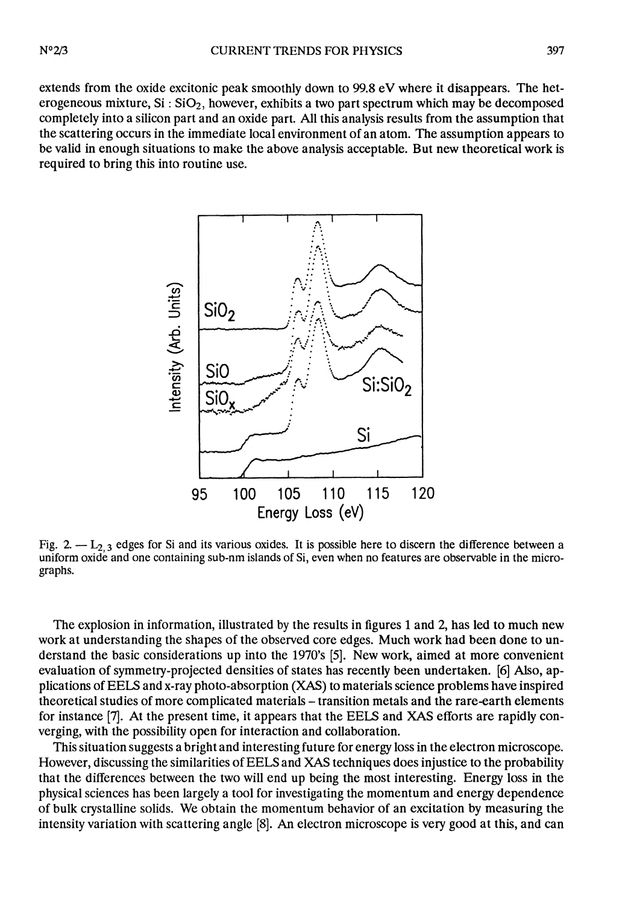extends from the oxide excitonic peak smoothly down to 99.8 eV where it disappears. The heterogeneous mixture, Si : $SiO_2$, however, exhibits a two part spectrum which may be decomposed completely into a silicon part and an oxide part. All this analysis results from the assumption that the scattering occurs in the immediate local environment of an atom. The assumption appears to be valid in enough situations to make the above analysis acceptable. But new theoretical work is required to bring this into routine use.

Fig. 2. — $L_{2,3}$ edges for Si and its various oxides. It is possible here to discern the difference between a uniform oxide and one containing sub-nm islands of Si, even when no features are observable in the micrographs.

The explosion in information, illustrated by the results in figures 1 and 2, has led to much new work at understanding the shapes of the observed core edges. Much work had been done to understand the basic considerations up into the 1970's [5]. New work, aimed at more convenient evaluation of symmetry-projected densities of states has recently been undertaken. [6] Also, applications of EELS and x-ray photo-absorption (XAS) to materials science problems have inspired theoretical studies of more complicated materials – transition metals and the rare-earth elements for instance [7]. At the present time, it appears that the EELS and XAS efforts are rapidly converging, with the possibility open for interaction and collaboration.

This situation suggests a bright and interesting future for energy loss in the electron microscope. However, discussing the similarities of EELS and XAS techniques does injustice to the probability that the differences between the two will end up being the most interesting. Energy loss in the physical sciences has been largely a tool for investigating the momentum and energy dependence of bulk crystalline solids. We obtain the momentum behavior of an excitation by measuring the intensity variation with scattering angle [8]. An electron microscope is very good at this, and can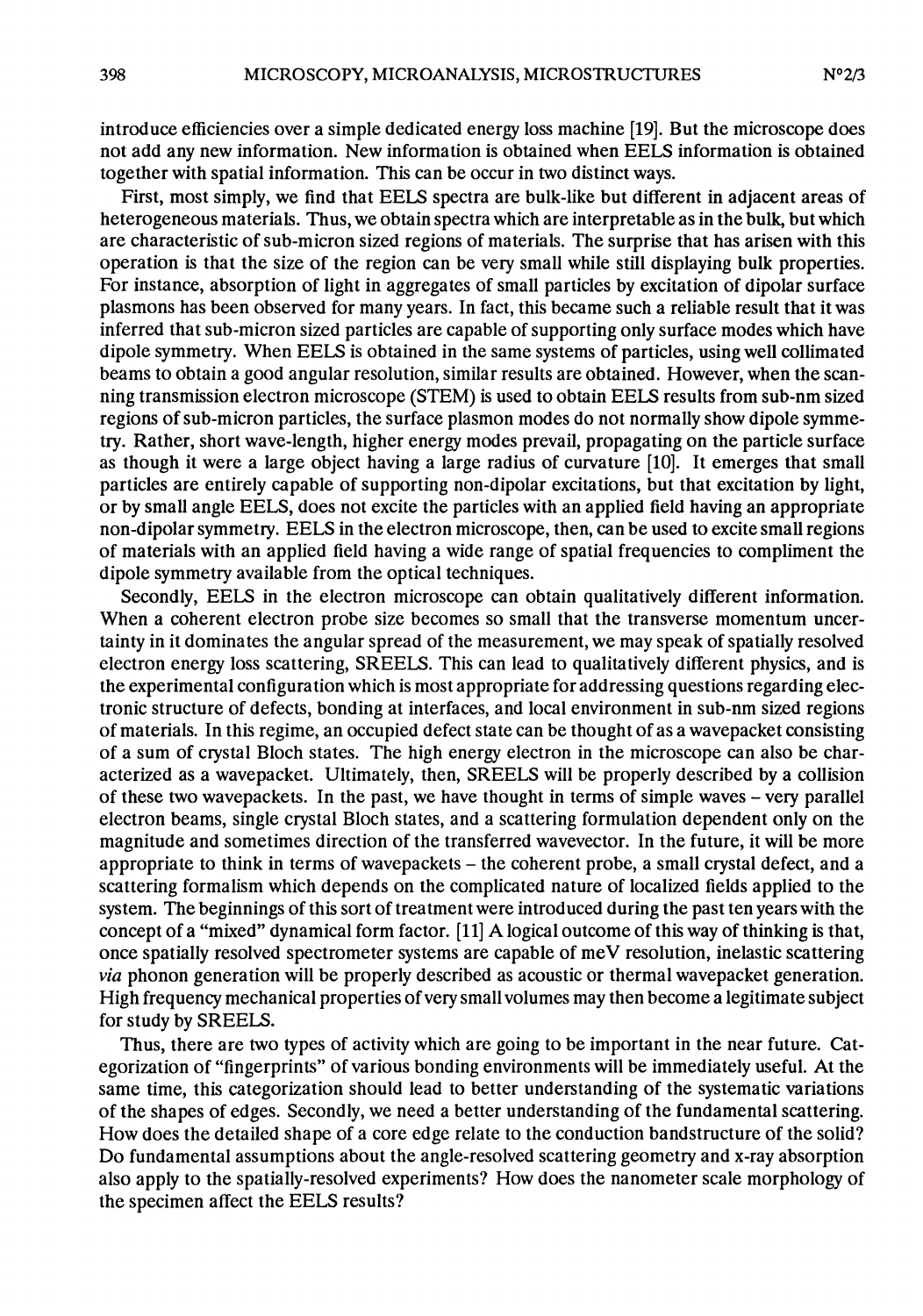introduce efficiencies over a simple dedicated energy loss machine [19]. But the microscope does not add any new information. New information is obtained when EELS information is obtained together with spatial information. This can be occur in two distinct ways.

First, most simply, we find that EELS spectra are bulk-like but different in adjacent areas of heterogeneous materials. Thus, we obtain spectra which are interpretable as in the bulk, but which are characteristic of sub-micron sized regions of materials. The surprise that has arisen with this operation is that the size of the region can be very small while still displaying bulk properties. For instance, absorption of light in aggregates of small particles by excitation of dipolar surface plasmons has been observed for many years. In fact, this became such a reliable result that it was inferred that sub-micron sized particles are capable of supporting only surface modes which have dipole symmetry. When EELS is obtained in the same systems of particles, using well collimated beams to obtain a good angular resolution, similar results are obtained. However, when the scanning transmission electron microscope (STEM) is used to obtain EELS results from sub-nm sized regions of sub-micron particles, the surface plasmon modes do not normally show dipole symmetry. Rather, short wave-length, higher energy modes prevail, propagating on the particle surface as though it were a large object having a large radius of curvature [10]. It emerges that small particles are entirely capable of supporting non-dipolar excitations, but that excitation by light, or by small angle EELS, does not excite the particles with an applied field having an appropriate non-dipolar symmetry. EELS in the electron microscope, then, can be used to excite small regions of materials with an applied field having a wide range of spatial frequencies to compliment the dipole symmetry available from the optical techniques.

Secondly, EELS in the electron microscope can obtain qualitatively different information. When a coherent electron probe size becomes so small that the transverse momentum uncertainty in it dominates the angular spread of the measurement, we may speak of spatially resolved electron energy loss scattering, SREELS. This can lead to qualitatively different physics, and is the experimental configuration which is most appropriate for addressing questions regarding electronic structure of defects, bonding at interfaces, and local environment in sub-nm sized regions of materials. In this regime, an occupied defect state can be thought of as a wavepacket consisting of a sum of crystal Bloch states. The high energy electron in the microscope can also be characterized as a wavepacket. Ultimately, then, SREELS will be properly described by a collision of these two wavepackets. In the past, we have thought in terms of simple waves – very parallel electron beams, single crystal Bloch states, and a scattering formulation dependent only on the magnitude and sometimes direction of the transferred wavevector. In the future, it will be more appropriate to think in terms of wavepackets – the coherent probe, a small crystal defect, and a scattering formalism which depends on the complicated nature of localized fields applied to the system. The beginnings of this sort of treatment were introduced during the past ten years with the concept of a "mixed" dynamical form factor. [11] A logical outcome of this way of thinking is that, once spatially resolved spectrometer systems are capable of meV resolution, inelastic scattering *via* phonon generation will be properly described as acoustic or thermal wavepacket generation. High frequency mechanical properties of very small volumes may then become a legitimate subject for study by SREELS.

Thus, there are two types of activity which are going to be important in the near future. Categorization of "fingerprints" of various bonding environments will be immediately useful. At the same time, this categorization should lead to better understanding of the systematic variations of the shapes of edges. Secondly, we need a better understanding of the fundamental scattering. How does the detailed shape of a core edge relate to the conduction bandstructure of the solid? Do fundamental assumptions about the angle-resolved scattering geometry and x-ray absorption also apply to the spatially-resolved experiments? How does the nanometer scale morphology of the specimen affect the EELS results?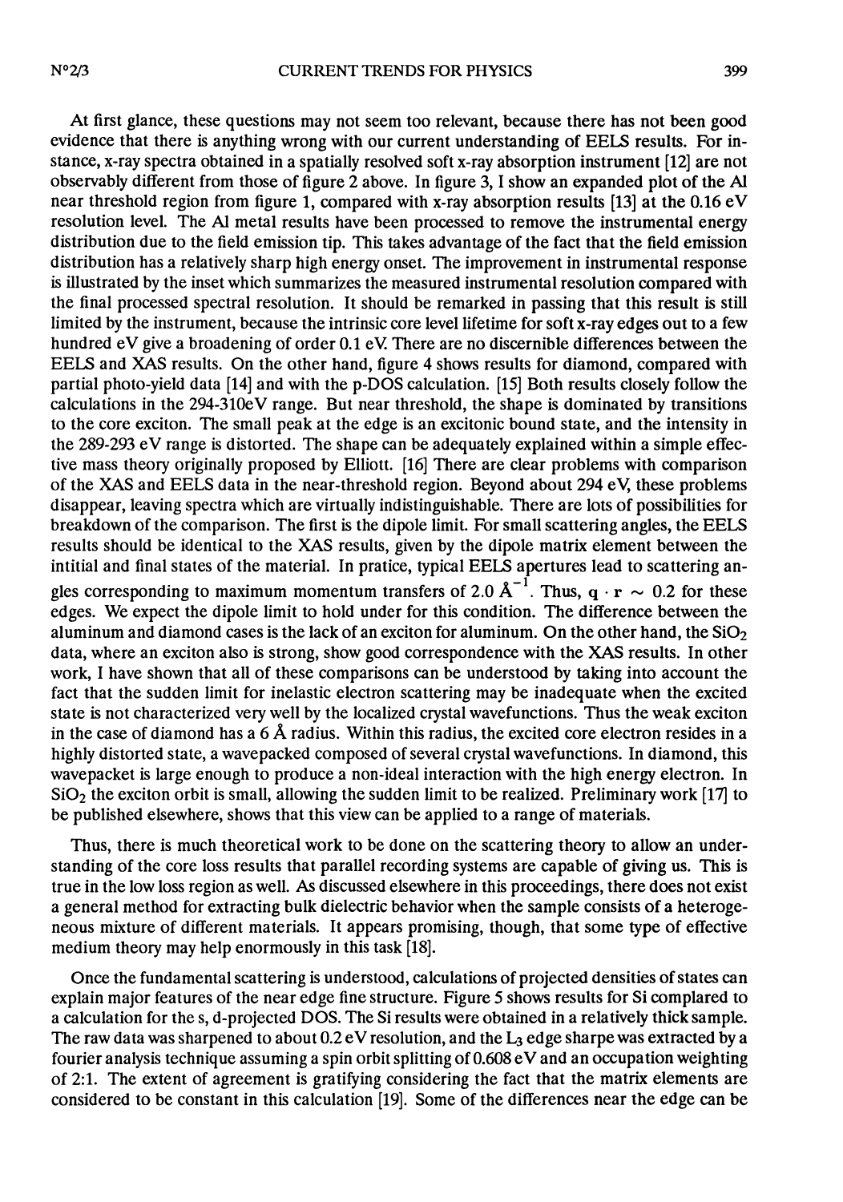At first glance, these questions may not seem too relevant, because there has not been good evidence that there is anything wrong with our current understanding of EELS results. For instance, x-ray spectra obtained in a spatially resolved soft x-ray absorption instrument [12] are not observably different from those of figure 2 above. In figure 3, I show an expanded plot of the Al near threshold region from figure 1, compared with x-ray absorption results [13] at the 0.16 eV resolution level. The Al metal results have been processed to remove the instrumental energy distribution due to the field emission tip. This takes advantage of the fact that the field emission distribution has a relatively sharp high energy onset. The improvement in instrumental response is illustrated by the inset which summarizes the measured instrumental resolution compared with the final processed spectral resolution. It should be remarked in passing that this result is still limited by the instrument, because the intrinsic core level lifetime for soft x-ray edges out to a few hundred eV give a broadening of order 0.1 eV. There are no discernible differences between the EELS and XAS results. On the other hand, figure 4 shows results for diamond, compared with partial photo-yield data [14] and with the p-DOS calculation. [15] Both results closely follow the calculations in the 294-310eV range. But near threshold, the shape is dominated by transitions to the core exciton. The small peak at the edge is an excitonic bound state, and the intensity in the 289-293 eV range is distorted. The shape can be adequately explained within a simple effective mass theory originally proposed by Elliott. [16] There are clear problems with comparison of the XAS and EELS data in the near-threshold region. Beyond about 294 eV, these problems disappear, leaving spectra which are virtually indistinguishable. There are lots of possibilities for breakdown of the comparison. The first is the dipole limit. For small scattering angles, the EELS results should be identical to the XAS results, given by the dipole matrix element between the intitial and final states of the material. In pratice, typical EELS apertures lead to scattering angles corresponding to maximum momentum transfers of 2.0 $\text{Å}^{-1}$. Thus, $\mathbf{q} \cdot \mathbf{r} \sim 0.2$ for these edges. We expect the dipole limit to hold under for this condition. The difference between the aluminum and diamond cases is the lack of an exciton for aluminum. On the other hand, the $SiO_2$ data, where an exciton also is strong, show good correspondence with the XAS results. In other work, I have shown that all of these comparisons can be understood by taking into account the fact that the sudden limit for inelastic electron scattering may be inadequate when the excited state is not characterized very well by the localized crystal wavefunctions. Thus the weak exciton in the case of diamond has a 6 Å radius. Within this radius, the excited core electron resides in a highly distorted state, a wavepacked composed of several crystal wavefunctions. In diamond, this wavepacket is large enough to produce a non-ideal interaction with the high energy electron. In $SiO_2$ the exciton orbit is small, allowing the sudden limit to be realized. Preliminary work [17] to be published elsewhere, shows that this view can be applied to a range of materials.

Thus, there is much theoretical work to be done on the scattering theory to allow an understanding of the core loss results that parallel recording systems are capable of giving us. This is true in the low loss region as well. As discussed elsewhere in this proceedings, there does not exist a general method for extracting bulk dielectric behavior when the sample consists of a heterogeneous mixture of different materials. It appears promising, though, that some type of effective medium theory may help enormously in this task [18].

Once the fundamental scattering is understood, calculations of projected densities of states can explain major features of the near edge fine structure. Figure 5 shows results for Si complared to a calculation for the s, d-projected DOS. The Si results were obtained in a relatively thick sample. The raw data was sharpened to about 0.2 eV resolution, and the $L_3$ edge sharpe was extracted by a fourier analysis technique assuming a spin orbit splitting of 0.608 eV and an occupation weighting of 2:1. The extent of agreement is gratifying considering the fact that the matrix elements are considered to be constant in this calculation [19]. Some of the differences near the edge can be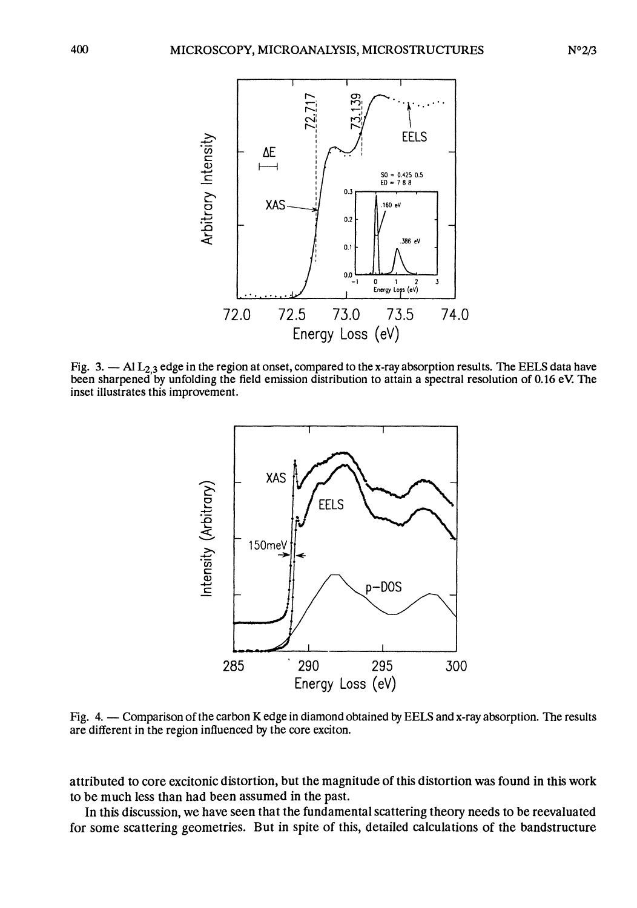Fig. 3. — Al $L_{2,3}$ edge in the region at onset, compared to the x-ray absorption results. The EELS data have been sharpened by unfolding the field emission distribution to attain a spectral resolution of 0.16 eV. The inset illustrates this improvement.

Fig. 4. — Comparison of the carbon K edge in diamond obtained by EELS and x-ray absorption. The results are different in the region influenced by the core exciton.

attributed to core excitonic distortion, but the magnitude of this distortion was found in this work to be much less than had been assumed in the past.

In this discussion, we have seen that the fundamental scattering theory needs to be reevaluated for some scattering geometries. But in spite of this, detailed calculations of the bandstructure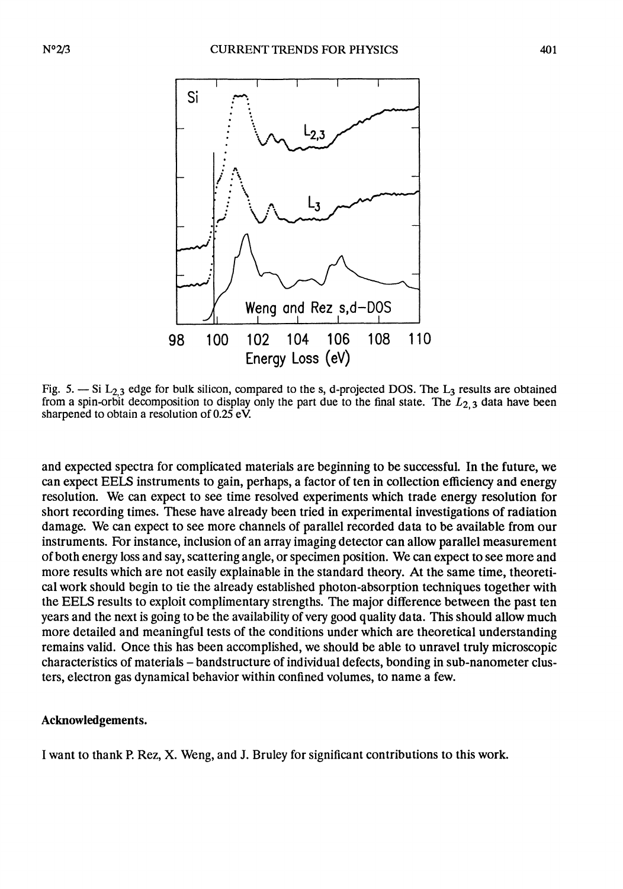Fig. 5. — Si $L_{2,3}$ edge for bulk silicon, compared to the s, d-projected DOS. The $L_3$ results are obtained from a spin-orbit decomposition to display only the part due to the final state. The $L_{2,3}$ data have been sharpened to obtain a resolution of 0.25 eV.

and expected spectra for complicated materials are beginning to be successful. In the future, we can expect EELS instruments to gain, perhaps, a factor of ten in collection efficiency and energy resolution. We can expect to see time resolved experiments which trade energy resolution for short recording times. These have already been tried in experimental investigations of radiation damage. We can expect to see more channels of parallel recorded data to be available from our instruments. For instance, inclusion of an array imaging detector can allow parallel measurement of both energy loss and say, scattering angle, or specimen position. We can expect to see more and more results which are not easily explainable in the standard theory. At the same time, theoretical work should begin to tie the already established photon-absorption techniques together with the EELS results to exploit complimentary strengths. The major difference between the past ten years and the next is going to be the availability of very good quality data. This should allow much more detailed and meaningful tests of the conditions under which are theoretical understanding remains valid. Once this has been accomplished, we should be able to unravel truly microscopic characteristics of materials – bandstructure of individual defects, bonding in sub-nanometer clusters, electron gas dynamical behavior within confined volumes, to name a few.

**Acknowledgements.**

I want to thank P. Rez, X. Weng, and J. Bruley for significant contributions to this work.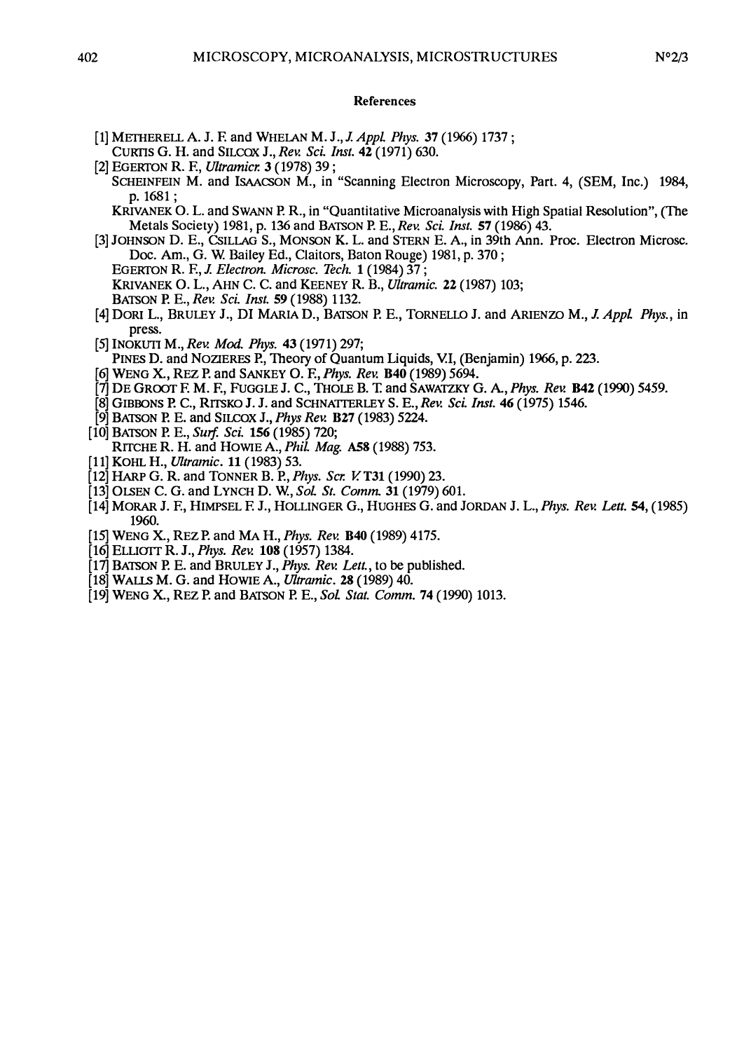### References

[1] METHERELL A. J. F. and WHELAN M. J., *J. Appl. Phys.* **37** (1966) 1737 ;
CURTIS G. H. and SILCOX J., *Rev. Sci. Inst.* **42** (1971) 630.

[2] EGERTON R. F., *Ultramicr.* **3** (1978) 39 ;
SCHEINFEIN M. and ISAACSON M., in "Scanning Electron Microscopy, Part. 4, (SEM, Inc.) 1984, p. 1681 ;
KRIVANEK O. L. and SWANN P. R., in "Quantitative Microanalysis with High Spatial Resolution", (The Metals Society) 1981, p. 136 and BATSON P. E., *Rev. Sci. Inst.* **57** (1986) 43.

[3] JOHNSON D. E., CSILLAG S., MONSON K. L. and STERN E. A., in 39th Ann. Proc. Electron Microsc. Doc. Am., G. W. Bailey Ed., Claitors, Baton Rouge) 1981, p. 370 ;
EGERTON R. F., *J. Electron. Microsc. Tech.* **1** (1984) 37 ;
KRIVANEK O. L., AHN C. C. and KEENEY R. B., *Ultramic.* **22** (1987) 103;
BATSON P. E., *Rev. Sci. Inst.* **59** (1988) 1132.

[4] DORI L., BRULEY J., DI MARIA D., BATSON P. E., TORNELLO J. and ARIENZO M., *J. Appl. Phys.*, in press.

[5] INOKUTI M., *Rev. Mod. Phys.* **43** (1971) 297;
PINES D. and NOZIERES P., Theory of Quantum Liquids, V.I, (Benjamin) 1966, p. 223.

[6] WENG X., REZ P. and SANKEY O. F., *Phys. Rev.* **B40** (1989) 5694.

[7] DE GROOT F. M. F., FUGGLE J. C., THOLE B. T. and SAWATZKY G. A., *Phys. Rev.* **B42** (1990) 5459.

[8] GIBBONS P. C., RITSKO J. J. and SCHNATTERLEY S. E., *Rev. Sci. Inst.* **46** (1975) 1546.

[9] BATSON P. E. and SILCOX J., *Phys Rev.* **B27** (1983) 5224.

[10] BATSON P. E., *Surf. Sci.* **156** (1985) 720;
RITCHE R. H. and HOWIE A., *Phil. Mag.* **A58** (1988) 753.

[11] KOHL H., *Ultramic.* **11** (1983) 53.

[12] HARP G. R. and TONNER B. P., *Phys. Scr. V.* **T31** (1990) 23.

[13] OLSEN C. G. and LYNCH D. W., *Sol. St. Comm.* **31** (1979) 601.

[14] MORAR J. F., HIMPSEL F. J., HOLLINGER G., HUGHES G. and JORDAN J. L., *Phys. Rev. Lett.* **54**, (1985) 1960.

[15] WENG X., REZ P. and MA H., *Phys. Rev.* **B40** (1989) 4175.

[16] ELLIOTT R. J., *Phys. Rev.* **108** (1957) 1384.

[17] BATSON P. E. and BRULEY J., *Phys. Rev. Lett.*, to be published.

[18] WALLS M. G. and HOWIE A., *Ultramic.* **28** (1989) 40.

[19] WENG X., REZ P. and BATSON P. E., *Sol. Stat. Comm.* **74** (1990) 1013.